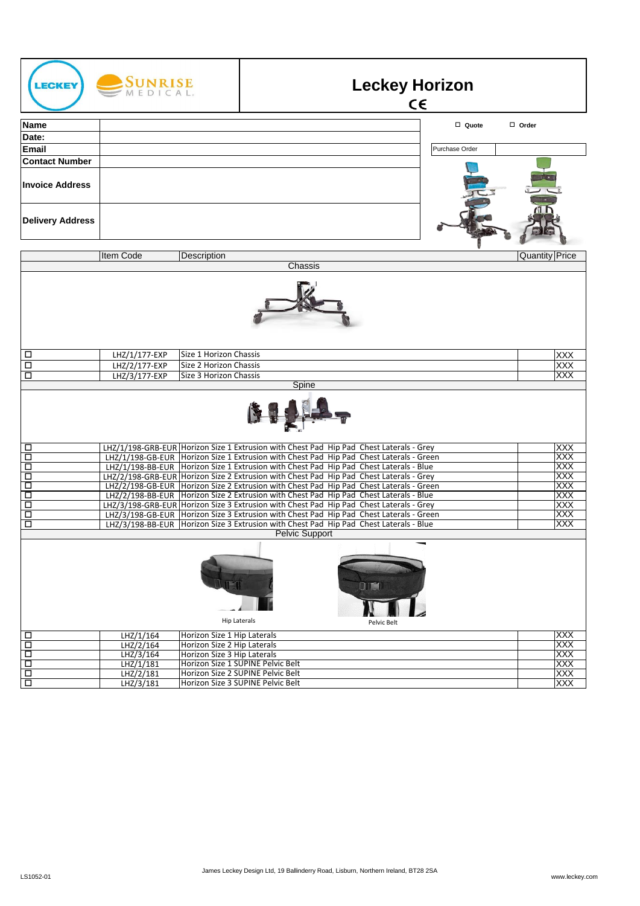# Leckey Horizon

CE

| Name | | ☐ Quote | ☐ Order |
|---|---|---|---|
| Date: | | | |
| Email | | Purchase Order | |
| Contact Number | | | |
| Invoice Address | | | |
| Delivery Address | | | |

| | Item Code | Description | Quantity | Price |
|---|---|---|---|---|
| **Chassis** | | | | |
| ☐ | LHZ/1/177-EXP | Size 1 Horizon Chassis | | XXX |
| ☐ | LHZ/2/177-EXP | Size 2 Horizon Chassis | | XXX |
| ☐ | LHZ/3/177-EXP | Size 3 Horizon Chassis | | XXX |
| **Spine** | | | | |
| ☐ | LHZ/1/198-GRB-EUR | Horizon Size 1 Extrusion with Chest Pad Hip Pad Chest Laterals - Grey | | XXX |
| ☐ | LHZ/1/198-GB-EUR | Horizon Size 1 Extrusion with Chest Pad Hip Pad Chest Laterals - Green | | XXX |
| ☐ | LHZ/1/198-BB-EUR | Horizon Size 1 Extrusion with Chest Pad Hip Pad Chest Laterals - Blue | | XXX |
| ☐ | LHZ/2/198-GRB-EUR | Horizon Size 2 Extrusion with Chest Pad Hip Pad Chest Laterals - Grey | | XXX |
| ☐ | LHZ/2/198-GB-EUR | Horizon Size 2 Extrusion with Chest Pad Hip Pad Chest Laterals - Green | | XXX |
| ☐ | LHZ/2/198-BB-EUR | Horizon Size 2 Extrusion with Chest Pad Hip Pad Chest Laterals - Blue | | XXX |
| ☐ | LHZ/3/198-GRB-EUR | Horizon Size 3 Extrusion with Chest Pad Hip Pad Chest Laterals - Grey | | XXX |
| ☐ | LHZ/3/198-GB-EUR | Horizon Size 3 Extrusion with Chest Pad Hip Pad Chest Laterals - Green | | XXX |
| ☐ | LHZ/3/198-BB-EUR | Horizon Size 3 Extrusion with Chest Pad Hip Pad Chest Laterals - Blue | | XXX |
| **Pelvic Support** | | | | |
| | | Hip Laterals / Pelvic Belt | | |
| ☐ | LHZ/1/164 | Horizon Size 1 Hip Laterals | | XXX |
| ☐ | LHZ/2/164 | Horizon Size 2 Hip Laterals | | XXX |
| ☐ | LHZ/3/164 | Horizon Size 3 Hip Laterals | | XXX |
| ☐ | LHZ/1/181 | Horizon Size 1 SUPINE Pelvic Belt | | XXX |
| ☐ | LHZ/2/181 | Horizon Size 2 SUPINE Pelvic Belt | | XXX |
| ☐ | LHZ/3/181 | Horizon Size 3 SUPINE Pelvic Belt | | XXX |

LS1052-01

James Leckey Design Ltd, 19 Ballinderry Road, Lisburn, Northern Ireland, BT28 2SA

www.leckey.com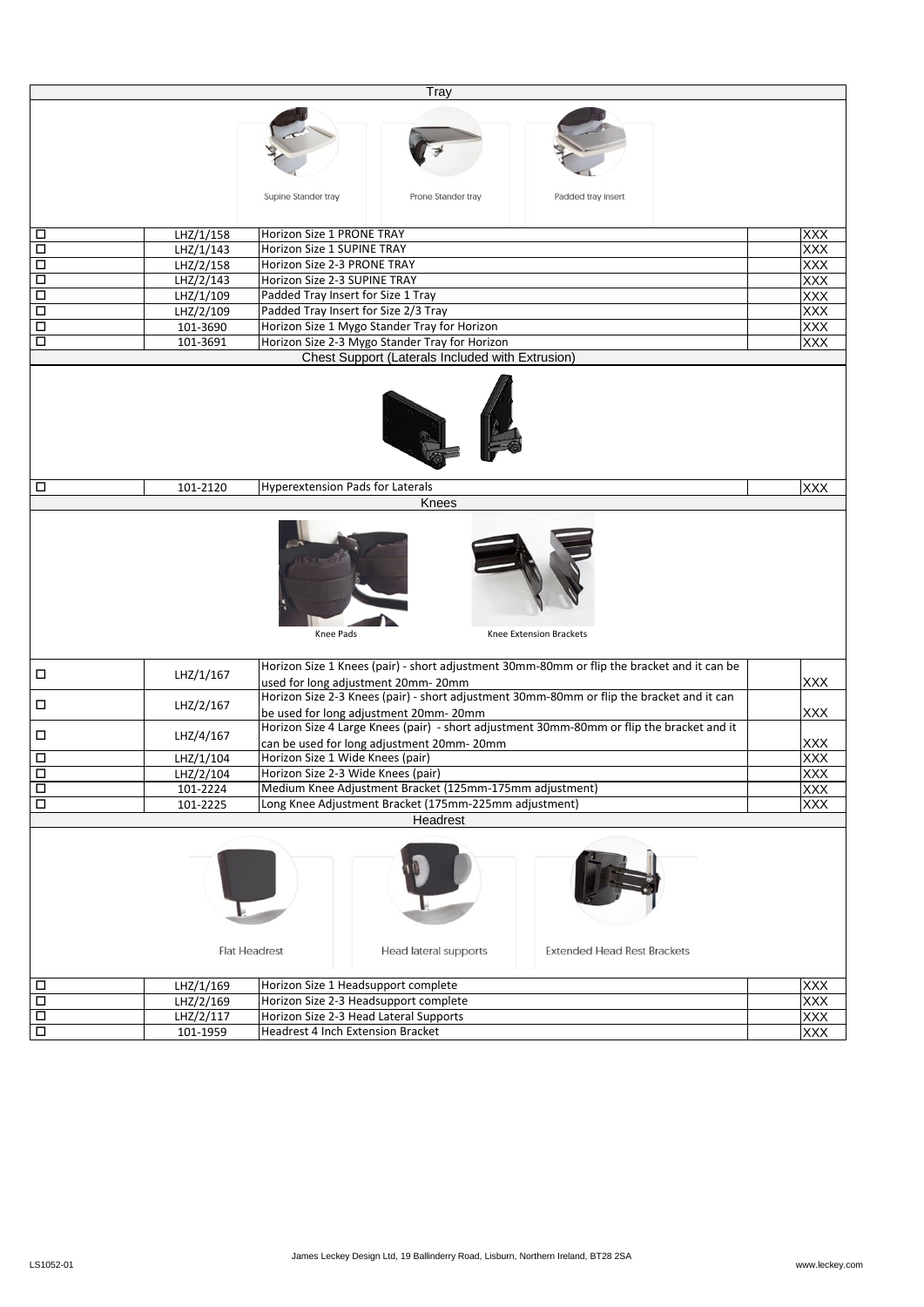## Tray

Supine Stander tray | Prone Stander tray | Padded tray insert

| ☐ | Code | Description | | Price |
|---|---|---|---|---|
| ☐ | LHZ/1/158 | Horizon Size 1 PRONE TRAY | | XXX |
| ☐ | LHZ/1/143 | Horizon Size 1 SUPINE TRAY | | XXX |
| ☐ | LHZ/2/158 | Horizon Size 2-3 PRONE TRAY | | XXX |
| ☐ | LHZ/2/143 | Horizon Size 2-3 SUPINE TRAY | | XXX |
| ☐ | LHZ/1/109 | Padded Tray Insert for Size 1 Tray | | XXX |
| ☐ | LHZ/2/109 | Padded Tray Insert for Size 2/3 Tray | | XXX |
| ☐ | 101-3690 | Horizon Size 1 Mygo Stander Tray for Horizon | | XXX |
| ☐ | 101-3691 | Horizon Size 2-3 Mygo Stander Tray for Horizon | | XXX |

## Chest Support (Laterals Included with Extrusion)

| ☐ | Code | Description | | Price |
|---|---|---|---|---|
| ☐ | 101-2120 | Hyperextension Pads for Laterals | | XXX |

## Knees

Knee Pads | Knee Extension Brackets

| ☐ | Code | Description | | Price |
|---|---|---|---|---|
| ☐ | LHZ/1/167 | Horizon Size 1 Knees (pair) - short adjustment 30mm-80mm or flip the bracket and it can be used for long adjustment 20mm- 20mm | | XXX |
| ☐ | LHZ/2/167 | Horizon Size 2-3 Knees (pair) - short adjustment 30mm-80mm or flip the bracket and it can be used for long adjustment 20mm- 20mm | | XXX |
| ☐ | LHZ/4/167 | Horizon Size 4 Large Knees (pair) - short adjustment 30mm-80mm or flip the bracket and it can be used for long adjustment 20mm- 20mm | | XXX |
| ☐ | LHZ/1/104 | Horizon Size 1 Wide Knees (pair) | | XXX |
| ☐ | LHZ/2/104 | Horizon Size 2-3 Wide Knees (pair) | | XXX |
| ☐ | 101-2224 | Medium Knee Adjustment Bracket (125mm-175mm adjustment) | | XXX |
| ☐ | 101-2225 | Long Knee Adjustment Bracket (175mm-225mm adjustment) | | XXX |

## Headrest

Flat Headrest | Head lateral supports | Extended Head Rest Brackets

| ☐ | Code | Description | | Price |
|---|---|---|---|---|
| ☐ | LHZ/1/169 | Horizon Size 1 Headsupport complete | | XXX |
| ☐ | LHZ/2/169 | Horizon Size 2-3 Headsupport complete | | XXX |
| ☐ | LHZ/2/117 | Horizon Size 2-3 Head Lateral Supports | | XXX |
| ☐ | 101-1959 | Headrest 4 Inch Extension Bracket | | XXX |

LS1052-01 | James Leckey Design Ltd, 19 Ballinderry Road, Lisburn, Northern Ireland, BT28 2SA | www.leckey.com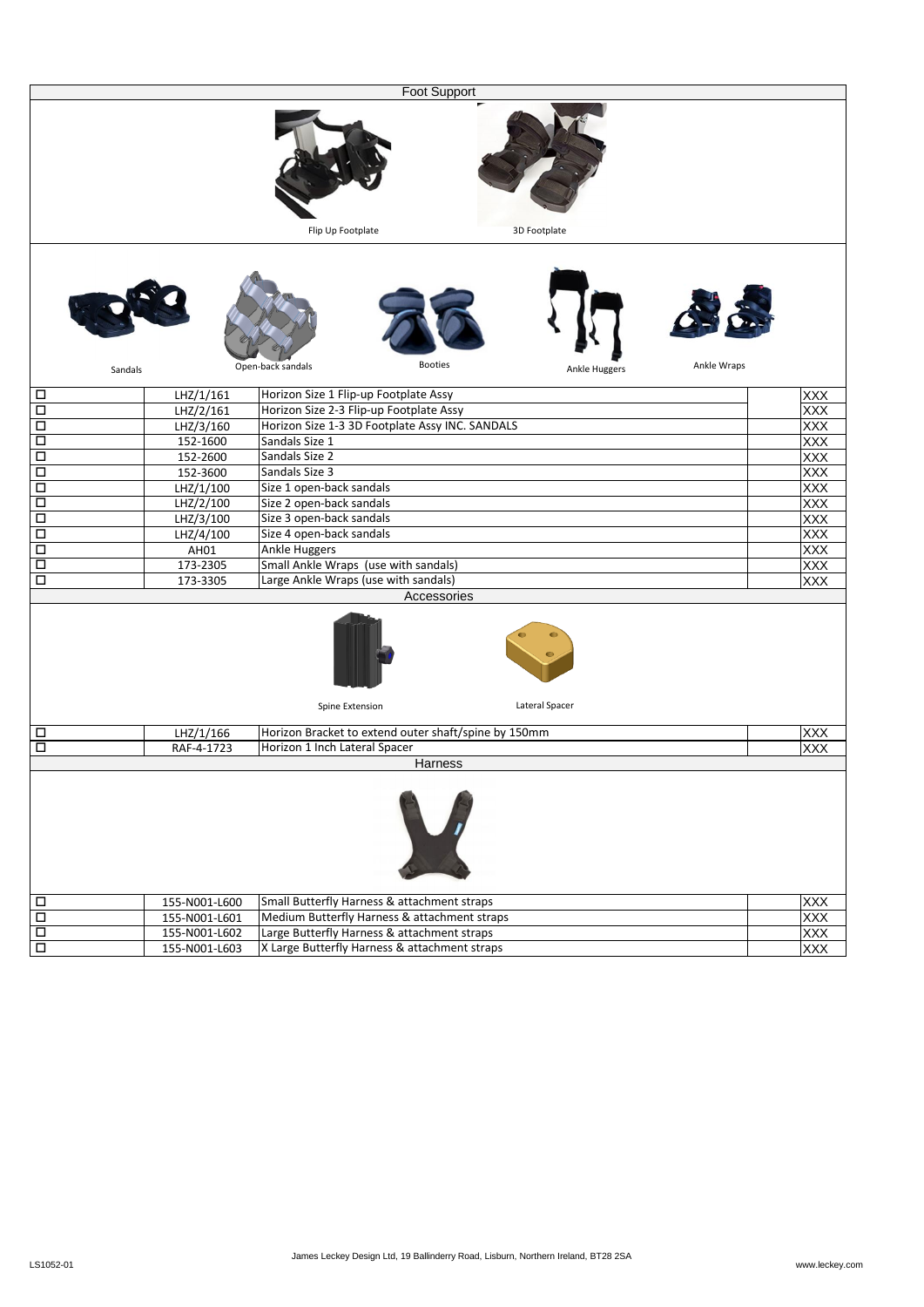## Foot Support

Flip Up Footplate    3D Footplate

Sandals    Open-back sandals    Booties    Ankle Huggers    Ankle Wraps

| | | | | |
|---|---|---|---|---|
| ☐ | LHZ/1/161 | Horizon Size 1 Flip-up Footplate Assy | | XXX |
| ☐ | LHZ/2/161 | Horizon Size 2-3 Flip-up Footplate Assy | | XXX |
| ☐ | LHZ/3/160 | Horizon Size 1-3 3D Footplate Assy INC. SANDALS | | XXX |
| ☐ | 152-1600 | Sandals Size 1 | | XXX |
| ☐ | 152-2600 | Sandals Size 2 | | XXX |
| ☐ | 152-3600 | Sandals Size 3 | | XXX |
| ☐ | LHZ/1/100 | Size 1 open-back sandals | | XXX |
| ☐ | LHZ/2/100 | Size 2 open-back sandals | | XXX |
| ☐ | LHZ/3/100 | Size 3 open-back sandals | | XXX |
| ☐ | LHZ/4/100 | Size 4 open-back sandals | | XXX |
| ☐ | AH01 | Ankle Huggers | | XXX |
| ☐ | 173-2305 | Small Ankle Wraps (use with sandals) | | XXX |
| ☐ | 173-3305 | Large Ankle Wraps (use with sandals) | | XXX |

## Accessories

Spine Extension    Lateral Spacer

| | | | | |
|---|---|---|---|---|
| ☐ | LHZ/1/166 | Horizon Bracket to extend outer shaft/spine by 150mm | | XXX |
| ☐ | RAF-4-1723 | Horizon 1 Inch Lateral Spacer | | XXX |

## Harness

| | | | | |
|---|---|---|---|---|
| ☐ | 155-N001-L600 | Small Butterfly Harness & attachment straps | | XXX |
| ☐ | 155-N001-L601 | Medium Butterfly Harness & attachment straps | | XXX |
| ☐ | 155-N001-L602 | Large Butterfly Harness & attachment straps | | XXX |
| ☐ | 155-N001-L603 | X Large Butterfly Harness & attachment straps | | XXX |

LS1052-01    James Leckey Design Ltd, 19 Ballinderry Road, Lisburn, Northern Ireland, BT28 2SA    www.leckey.com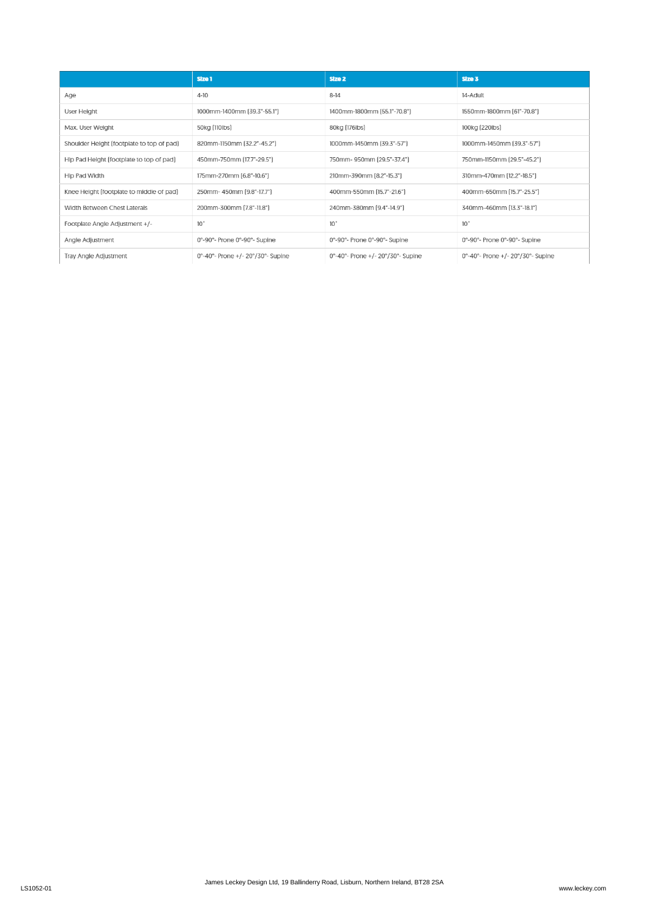| | Size 1 | Size 2 | Size 3 |
|---|---|---|---|
| Age | 4-10 | 8-14 | 14-Adult |
| User Height | 1000mm-1400mm [39.3"-55.1"] | 1400mm-1800mm [55.1"-70.8"] | 1550mm-1800mm [61"-70.8"] |
| Max. User Weight | 50kg [110lbs] | 80kg [176lbs] | 100kg [220lbs] |
| Shoulder Height [footplate to top of pad] | 820mm-1150mm [32.2"-45.2"] | 1000mm-1450mm [39.3"-57"] | 1000mm-1450mm [39.3"-57"] |
| Hip Pad Height [footplate to top of pad] | 450mm-750mm [17.7"-29.5"] | 750mm- 950mm [29.5"-37.4"] | 750mm-1150mm [29.5"-45.2"] |
| Hip Pad Width | 175mm-270mm [6.8"-10.6"] | 210mm-390mm [8.2"-15.3"] | 310mm-470mm [12.2"-18.5"] |
| Knee Height [footplate to middle of pad] | 250mm- 450mm [9.8"-17.7"] | 400mm-550mm [15.7"-21.6"] | 400mm-650mm [15.7"-25.5"] |
| Width Between Chest Laterals | 200mm-300mm [7.8"-11.8"] | 240mm-380mm [9.4"-14.9"] | 340mm-460mm [13.3"-18.1"] |
| Footplate Angle Adjustment +/- | 10° | 10° | 10° |
| Angle Adjustment | 0°-90°- Prone 0°-90°- Supine | 0°-90°- Prone 0°-90°- Supine | 0°-90°- Prone 0°-90°- Supine |
| Tray Angle Adjustment | 0°-40°- Prone +/- 20°/30°- Supine | 0°-40°- Prone +/- 20°/30°- Supine | 0°-40°- Prone +/- 20°/30°- Supine |

LS1052-01

James Leckey Design Ltd, 19 Ballinderry Road, Lisburn, Northern Ireland, BT28 2SA

www.leckey.com